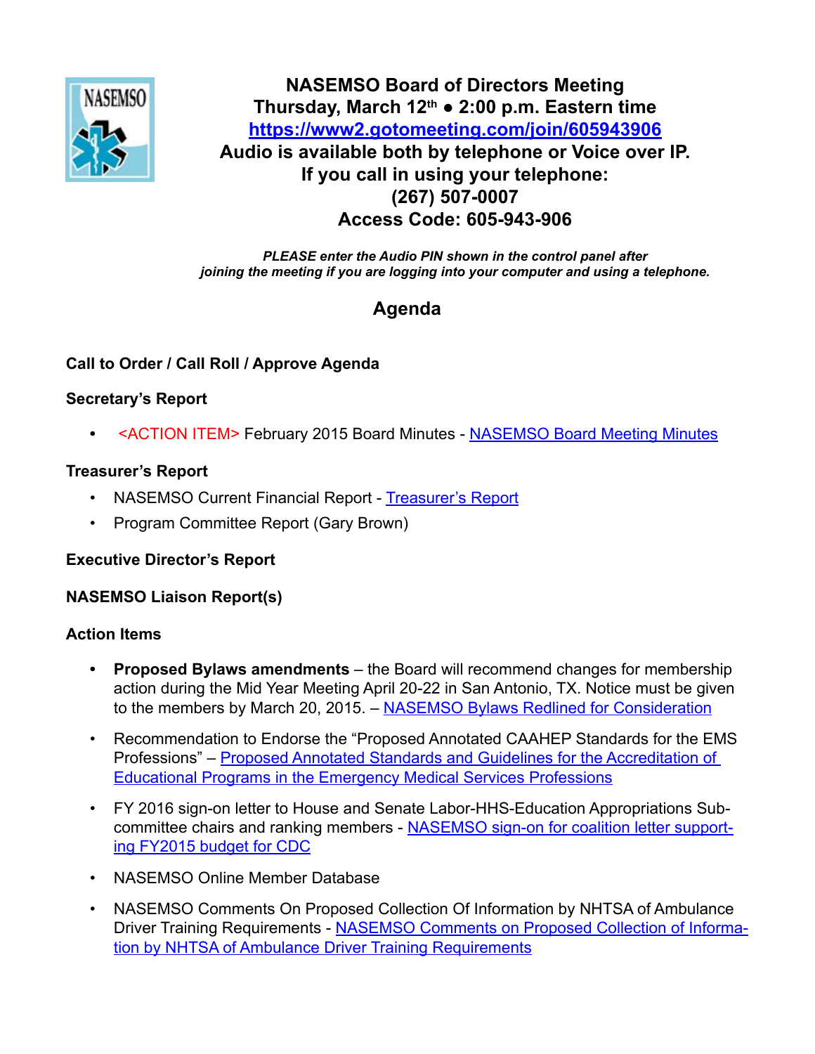# NASEMSO Board of Directors Meeting

**Thursday, March 12th ● 2:00 p.m. Eastern time**

**[https://www2.gotomeeting.com/join/605943906](https://www2.gotomeeting.com/join/605943906)**

**Audio is available both by telephone or Voice over IP.**

**If you call in using your telephone:**

**(267) 507-0007**

**Access Code: 605-943-906**

***PLEASE enter the Audio PIN shown in the control panel after joining the meeting if you are logging into your computer and using a telephone.***

## Agenda

**Call to Order / Call Roll / Approve Agenda**

**Secretary's Report**

- <ACTION ITEM> February 2015 Board Minutes - NASEMSO Board Meeting Minutes

**Treasurer's Report**

- NASEMSO Current Financial Report - Treasurer's Report
- Program Committee Report (Gary Brown)

**Executive Director's Report**

**NASEMSO Liaison Report(s)**

**Action Items**

- **Proposed Bylaws amendments** – the Board will recommend changes for membership action during the Mid Year Meeting April 20-22 in San Antonio, TX. Notice must be given to the members by March 20, 2015. – NASEMSO Bylaws Redlined for Consideration
- Recommendation to Endorse the "Proposed Annotated CAAHEP Standards for the EMS Professions" – Proposed Annotated Standards and Guidelines for the Accreditation of Educational Programs in the Emergency Medical Services Professions
- FY 2016 sign-on letter to House and Senate Labor-HHS-Education Appropriations Sub-committee chairs and ranking members - NASEMSO sign-on for coalition letter supporting FY2015 budget for CDC
- NASEMSO Online Member Database
- NASEMSO Comments On Proposed Collection Of Information by NHTSA of Ambulance Driver Training Requirements - NASEMSO Comments on Proposed Collection of Information by NHTSA of Ambulance Driver Training Requirements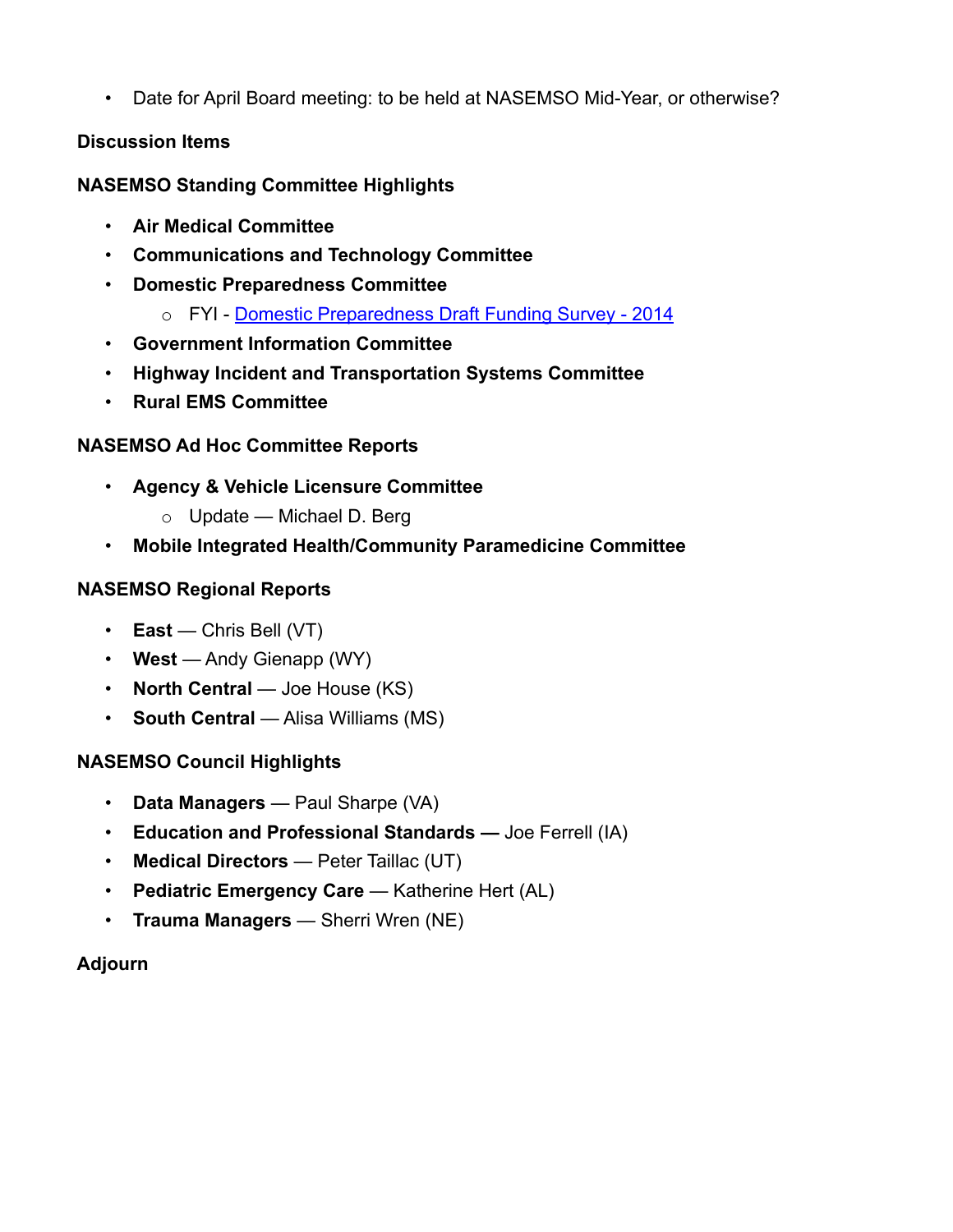- Date for April Board meeting: to be held at NASEMSO Mid-Year, or otherwise?

**Discussion Items**

**NASEMSO Standing Committee Highlights**

- **Air Medical Committee**
- **Communications and Technology Committee**
- **Domestic Preparedness Committee**
  - FYI - Domestic Preparedness Draft Funding Survey - 2014
- **Government Information Committee**
- **Highway Incident and Transportation Systems Committee**
- **Rural EMS Committee**

**NASEMSO Ad Hoc Committee Reports**

- **Agency & Vehicle Licensure Committee**
  - Update — Michael D. Berg
- **Mobile Integrated Health/Community Paramedicine Committee**

**NASEMSO Regional Reports**

- **East** — Chris Bell (VT)
- **West** — Andy Gienapp (WY)
- **North Central** — Joe House (KS)
- **South Central** — Alisa Williams (MS)

**NASEMSO Council Highlights**

- **Data Managers** — Paul Sharpe (VA)
- **Education and Professional Standards —** Joe Ferrell (IA)
- **Medical Directors** — Peter Taillac (UT)
- **Pediatric Emergency Care** — Katherine Hert (AL)
- **Trauma Managers** — Sherri Wren (NE)

**Adjourn**